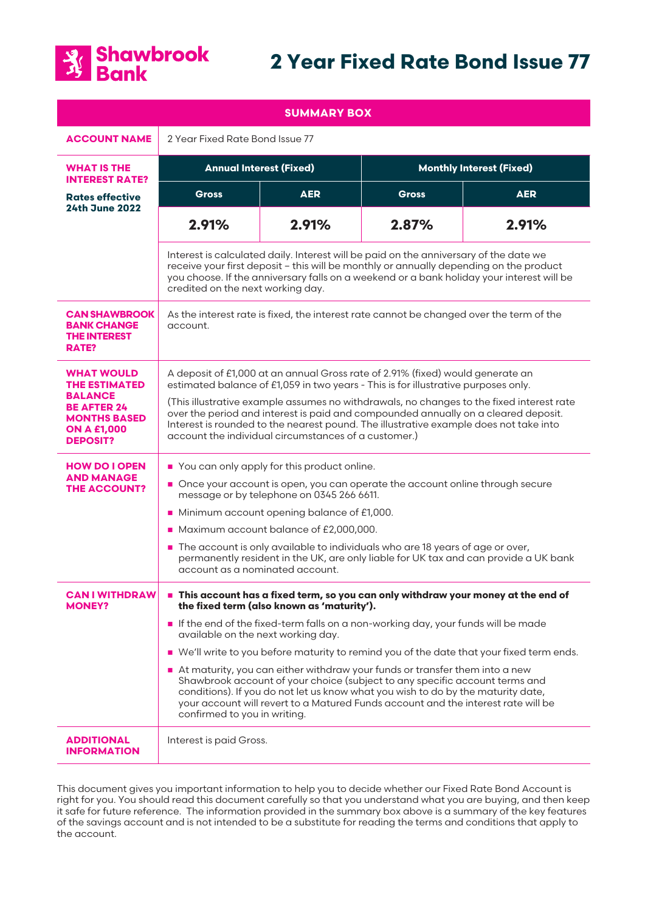# 2 Year Fixed Rate Bond Issue 77

| SUMMARY BOX | | | | |
|---|---|---|---|---|
| **ACCOUNT NAME** | 2 Year Fixed Rate Bond Issue 77 | | | |
| **WHAT IS THE INTEREST RATE?** **Rates effective 24th June 2022** | **Annual Interest (Fixed)** | | **Monthly Interest (Fixed)** | |
| | **Gross** | **AER** | **Gross** | **AER** |
| | **2.91%** | **2.91%** | **2.87%** | **2.91%** |
| | Interest is calculated daily. Interest will be paid on the anniversary of the date we receive your first deposit – this will be monthly or annually depending on the product you choose. If the anniversary falls on a weekend or a bank holiday your interest will be credited on the next working day. | | | |
| **CAN SHAWBROOK BANK CHANGE THE INTEREST RATE?** | As the interest rate is fixed, the interest rate cannot be changed over the term of the account. | | | |
| **WHAT WOULD THE ESTIMATED BALANCE BE AFTER 24 MONTHS BASED ON A £1,000 DEPOSIT?** | A deposit of £1,000 at an annual Gross rate of 2.91% (fixed) would generate an estimated balance of £1,059 in two years - This is for illustrative purposes only. (This illustrative example assumes no withdrawals, no changes to the fixed interest rate over the period and interest is paid and compounded annually on a cleared deposit. Interest is rounded to the nearest pound. The illustrative example does not take into account the individual circumstances of a customer.) | | | |
| **HOW DO I OPEN AND MANAGE THE ACCOUNT?** | ■ You can only apply for this product online. ■ Once your account is open, you can operate the account online through secure message or by telephone on 0345 266 6611. ■ Minimum account opening balance of £1,000. ■ Maximum account balance of £2,000,000. ■ The account is only available to individuals who are 18 years of age or over, permanently resident in the UK, are only liable for UK tax and can provide a UK bank account as a nominated account. | | | |
| **CAN I WITHDRAW MONEY?** | ■ **This account has a fixed term, so you can only withdraw your money at the end of the fixed term (also known as 'maturity').** ■ If the end of the fixed-term falls on a non-working day, your funds will be made available on the next working day. ■ We'll write to you before maturity to remind you of the date that your fixed term ends. ■ At maturity, you can either withdraw your funds or transfer them into a new Shawbrook account of your choice (subject to any specific account terms and conditions). If you do not let us know what you wish to do by the maturity date, your account will revert to a Matured Funds account and the interest rate will be confirmed to you in writing. | | | |
| **ADDITIONAL INFORMATION** | Interest is paid Gross. | | | |

This document gives you important information to help you to decide whether our Fixed Rate Bond Account is right for you. You should read this document carefully so that you understand what you are buying, and then keep it safe for future reference. The information provided in the summary box above is a summary of the key features of the savings account and is not intended to be a substitute for reading the terms and conditions that apply to the account.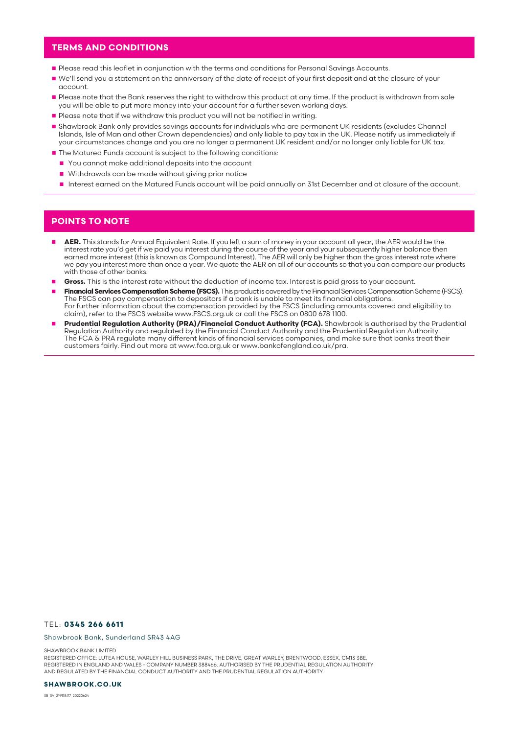## TERMS AND CONDITIONS

- Please read this leaflet in conjunction with the terms and conditions for Personal Savings Accounts.
- We'll send you a statement on the anniversary of the date of receipt of your first deposit and at the closure of your account.
- Please note that the Bank reserves the right to withdraw this product at any time. If the product is withdrawn from sale you will be able to put more money into your account for a further seven working days.
- Please note that if we withdraw this product you will not be notified in writing.
- Shawbrook Bank only provides savings accounts for individuals who are permanent UK residents (excludes Channel Islands, Isle of Man and other Crown dependencies) and only liable to pay tax in the UK. Please notify us immediately if your circumstances change and you are no longer a permanent UK resident and/or no longer only liable for UK tax.
- The Matured Funds account is subject to the following conditions:
  - You cannot make additional deposits into the account
  - Withdrawals can be made without giving prior notice
  - Interest earned on the Matured Funds account will be paid annually on 31st December and at closure of the account.

## POINTS TO NOTE

- **AER.** This stands for Annual Equivalent Rate. If you left a sum of money in your account all year, the AER would be the interest rate you'd get if we paid you interest during the course of the year and your subsequently higher balance then earned more interest (this is known as Compound Interest). The AER will only be higher than the gross interest rate where we pay you interest more than once a year. We quote the AER on all of our accounts so that you can compare our products with those of other banks.
- **Gross.** This is the interest rate without the deduction of income tax. Interest is paid gross to your account.
- **Financial Services Compensation Scheme (FSCS).** This product is covered by the Financial Services Compensation Scheme (FSCS). The FSCS can pay compensation to depositors if a bank is unable to meet its financial obligations. For further information about the compensation provided by the FSCS (including amounts covered and eligibility to claim), refer to the FSCS website www.FSCS.org.uk or call the FSCS on 0800 678 1100.
- **Prudential Regulation Authority (PRA)/Financial Conduct Authority (FCA).** Shawbrook is authorised by the Prudential Regulation Authority and regulated by the Financial Conduct Authority and the Prudential Regulation Authority. The FCA & PRA regulate many different kinds of financial services companies, and make sure that banks treat their customers fairly. Find out more at www.fca.org.uk or www.bankofengland.co.uk/pra.

TEL: **0345 266 6611**

Shawbrook Bank, Sunderland SR43 4AG

SHAWBROOK BANK LIMITED
REGISTERED OFFICE: LUTEA HOUSE, WARLEY HILL BUSINESS PARK, THE DRIVE, GREAT WARLEY, BRENTWOOD, ESSEX, CM13 3BE.
REGISTERED IN ENGLAND AND WALES - COMPANY NUMBER 388466. AUTHORISED BY THE PRUDENTIAL REGULATION AUTHORITY AND REGULATED BY THE FINANCIAL CONDUCT AUTHORITY AND THE PRUDENTIAL REGULATION AUTHORITY.

**SHAWBROOK.CO.UK**

SB_SV_2YFRBI77_20220624